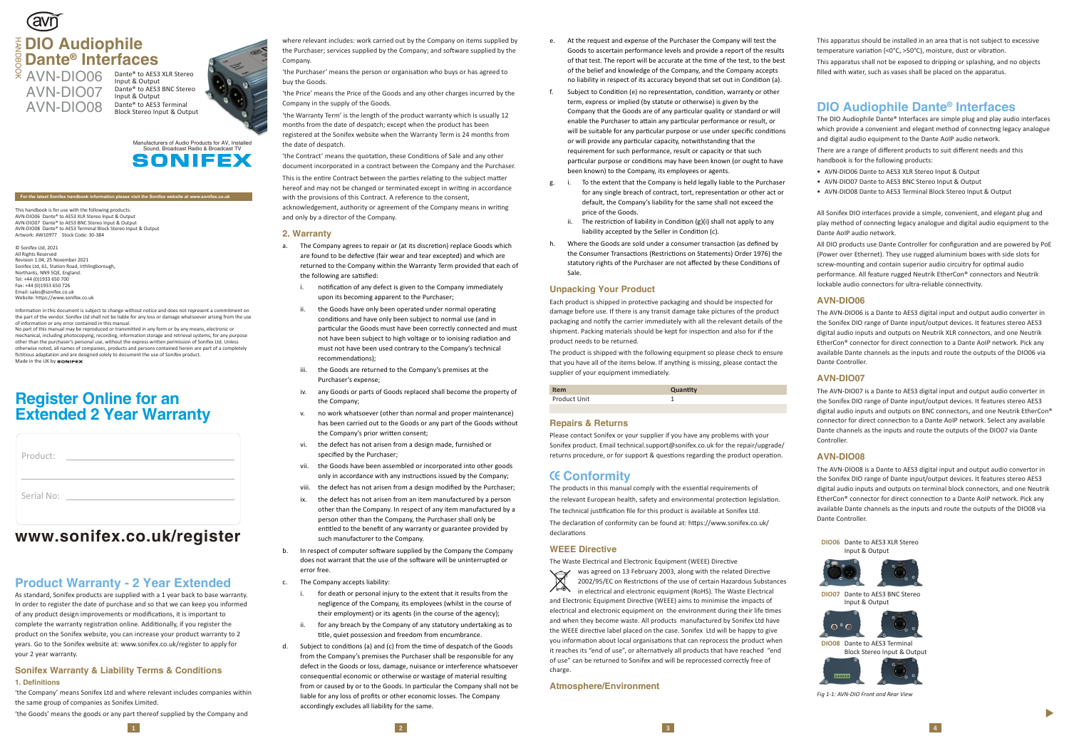HANDBOOK

# DIO Audiophile Dante® Interfaces

AVN-DIO06 Dante® to AES3 XLR Stereo Input & Output
AVN-DIO07 Dante® to AES3 BNC Stereo Input & Output
AVN-DIO08 Dante® to AES3 Terminal Block Stereo Input & Output

Manufacturers of Audio Products for AV, Installed Sound, Broadcast Radio & Broadcast TV

SONIFEX

For the latest Sonifex handbook information please visit the Sonifex website at www.sonifex.co.uk

This handbook is for use with the following products:
AVN-DIO06 Dante® to AES3 XLR Stereo Input & Output
AVN-DIO07 Dante® to AES3 BNC Stereo Input & Output
AVN-DIO08 Dante® to AES3 Terminal Block Stereo Input & Output
Artwork: AW10977 Stock Code: 30-384

© Sonifex Ltd, 2021
All Rights Reserved
Revision 1.04, 25 November 2021
Sonifex Ltd, 61, Station Road, Irthlingborough, Northants, NN9 5QE, England.
Tel: +44 (0)1933 650 700
Fax: +44 (0)1933 650 726
Email: sales@sonifex.co.uk
Website: https://www.sonifex.co.uk

Information in this document is subject to change without notice and does not represent a commitment on the part of the vendor. Sonifex Ltd shall not be liable for any loss or damage whatsoever arising from the use of information or any error contained in this manual.
No part of this manual may be reproduced or transmitted in any form or by any means, electronic or mechanical, including photocopying, recording, information storage and retrieval systems, for any purpose other than the purchaser's personal use, without the express written permission of Sonifex Ltd. Unless otherwise noted, all names of companies, products and persons contained herein are part of a completely fictitious adaptation and are designed solely to document the use of Sonifex product.
Made in the UK by SONIFEX

## Register Online for an Extended 2 Year Warranty

Product: ____________________

Serial No: ____________________

## www.sonifex.co.uk/register

## Product Warranty - 2 Year Extended

As standard, Sonifex products are supplied with a 1 year back to base warranty. In order to register the date of purchase and so that we can keep you informed of any product design improvements or modifications, it is important to complete the warranty registration online. Additionally, if you register the product on the Sonifex website, you can increase your product warranty to 2 years. Go to the Sonifex website at: www.sonifex.co.uk/register to apply for your 2 year warranty.

### Sonifex Warranty & Liability Terms & Conditions

#### 1. Definitions

'the Company' means Sonifex Ltd and where relevant includes companies within the same group of companies as Sonifex Limited.

'the Goods' means the goods or any part thereof supplied by the Company and where relevant includes: work carried out by the Company on items supplied by the Purchaser; services supplied by the Company; and software supplied by the Company.

'the Purchaser' means the person or organisation who buys or has agreed to buy the Goods.

'the Price' means the Price of the Goods and any other charges incurred by the Company in the supply of the Goods.

'the Warranty Term' is the length of the product warranty which is usually 12 months from the date of despatch; except when the product has been registered at the Sonifex website when the Warranty Term is 24 months from the date of despatch.

'the Contract' means the quotation, these Conditions of Sale and any other document incorporated in a contract between the Company and the Purchaser.

This is the entire Contract between the parties relating to the subject matter hereof and may not be changed or terminated except in writing in accordance with the provisions of this Contract. A reference to the consent, acknowledgement, authority or agreement of the Company means in writing and only by a director of the Company.

#### 2. Warranty

a. The Company agrees to repair or (at its discretion) replace Goods which are found to be defective (fair wear and tear excepted) and which are returned to the Company within the Warranty Term provided that each of the following are satisfied:
   i. notification of any defect is given to the Company immediately upon its becoming apparent to the Purchaser;
   ii. the Goods have only been operated under normal operating conditions and have only been subject to normal use (and in particular the Goods must have been correctly connected and must not have been subject to high voltage or to ionising radiation and must not have been used contrary to the Company's technical recommendations);
   iii. the Goods are returned to the Company's premises at the Purchaser's expense;
   iv. any Goods or parts of Goods replaced shall become the property of the Company;
   v. no work whatsoever (other than normal and proper maintenance) has been carried out to the Goods or any part of the Goods without the Company's prior written consent;
   vi. the defect has not arisen from a design made, furnished or specified by the Purchaser;
   vii. the Goods have been assembled or incorporated into other goods only in accordance with any instructions issued by the Company;
   viii. the defect has not arisen from a design modified by the Purchaser;
   ix. the defect has not arisen from an item manufactured by a person other than the Company. In respect of any item manufactured by a person other than the Company, the Purchaser shall only be entitled to the benefit of any warranty or guarantee provided by such manufacturer to the Company.
b. In respect of computer software supplied by the Company the Company does not warrant that the use of the software will be uninterrupted or error free.
c. The Company accepts liability:
   i. for death or personal injury to the extent that it results from the negligence of the Company, its employees (whilst in the course of their employment) or its agents (in the course of the agency);
   ii. for any breach by the Company of any statutory undertaking as to title, quiet possession and freedom from encumbrance.
d. Subject to conditions (a) and (c) from the time of despatch of the Goods from the Company's premises the Purchaser shall be responsible for any defect in the Goods or loss, damage, nuisance or interference whatsoever consequential economic or otherwise or wastage of material resulting from or caused by or to the Goods. In particular the Company shall not be liable for any loss of profits or other economic losses. The Company accordingly excludes all liability for the same.
e. At the request and expense of the Purchaser the Company will test the Goods to ascertain performance levels and provide a report of the results of that test. The report will be accurate at the time of the test, to the best of the belief and knowledge of the Company, and the Company accepts no liability in respect of its accuracy beyond that set out in Condition (a).
f. Subject to Condition (e) no representation, condition, warranty or other term, express or implied (by statute or otherwise) is given by the Company that the Goods are of any particular quality or standard or will enable the Purchaser to attain any particular performance or result, or will be suitable for any particular purpose or use under specific conditions or will provide any particular capacity, notwithstanding that the requirement for such performance, result or capacity or that such particular purpose or conditions of use may have been known (or ought to have been known) to the Company, its employees or agents.
g. i. To the extent that the Company is held legally liable to the Purchaser for any single breach of contract, tort, representation or other act or default, the Company's liability for the same shall not exceed the price of the Goods.
   ii. The restriction of liability in Condition (g)(i) shall not apply to any liability accepted by the Seller in Condition (c).
h. Where the Goods are sold under a consumer transaction (as defined by the Consumer Transactions (Restrictions on Statements) Order 1976) the statutory rights of the Purchaser are not affected by these Conditions of Sale.

### Unpacking Your Product

Each product is shipped in protective packaging and should be inspected for damage before use. If there is any transit damage take pictures of the product packaging and notify the carrier immediately with all the relevant details of the shipment. Packing materials should be kept for inspection and also for if the product needs to be returned.

The product is shipped with the following equipment so please check to ensure that you have all of the items below. If anything is missing, please contact the supplier of your equipment immediately.

| Item | Quantity |
|---|---|
| Product Unit | 1 |

### Repairs & Returns

Please contact Sonifex or your supplier if you have any problems with your Sonifex product. Email technical.support@sonifex.co.uk for the repair/upgrade/returns procedure, or for support & questions regarding the product operation.

## CE Conformity

The products in this manual comply with the essential requirements of the relevant European health, safety and environmental protection legislation.

The technical justification file for this product is available at Sonifex Ltd.

The declaration of conformity can be found at: https://www.sonifex.co.uk/declarations

### WEEE Directive

The Waste Electrical and Electronic Equipment (WEEE) Directive was agreed on 13 February 2003, along with the related Directive 2002/95/EC on Restrictions of the use of certain Hazardous Substances in electrical and electronic equipment (RoHS). The Waste Electrical and Electronic Equipment Directive (WEEE) aims to minimise the impacts of electrical and electronic equipment on the environment during their life times and when they become waste. All products manufactured by Sonifex Ltd have the WEEE directive label placed on the case. Sonifex Ltd will be happy to give you information about local organisations that can reprocess the product when it reaches its "end of use", or alternatively all products that have reached "end of use" can be returned to Sonifex and will be reprocessed correctly free of charge.

### Atmosphere/Environment

This apparatus should be installed in an area that is not subject to excessive temperature variation (<0°C, >50°C), moisture, dust or vibration.

This apparatus shall not be exposed to dripping or splashing, and no objects filled with water, such as vases shall be placed on the apparatus.

## DIO Audiophile Dante® Interfaces

The DIO Audiophile Dante® Interfaces are simple plug and play audio interfaces which provide a convenient and elegant method of connecting legacy analogue and digital audio equipment to the Dante AoIP audio network.

There are a range of different products to suit different needs and this handbook is for the following products:

- AVN-DIO06 Dante to AES3 XLR Stereo Input & Output
- AVN-DIO07 Dante to AES3 BNC Stereo Input & Output
- AVN-DIO08 Dante to AES3 Terminal Block Stereo Input & Output

All Sonifex DIO interfaces provide a simple, convenient, and elegant plug and play method of connecting legacy analogue and digital audio equipment to the Dante AoIP audio network.

All DIO products use Dante Controller for configuration and are powered by PoE (Power over Ethernet). They use rugged aluminium boxes with side slots for screw-mounting and contain superior audio circuitry for optimal audio performance. All feature rugged Neutrik EtherCon® connectors and Neutrik lockable audio connectors for ultra-reliable connectivity.

### AVN-DIO06

The AVN-DIO06 is a Dante to AES3 digital input and output audio converter in the Sonifex DIO range of Dante input/output devices. It features stereo AES3 digital audio inputs and outputs on Neutrik XLR connectors, and one Neutrik EtherCon® connector for direct connection to a Dante AoIP network. Pick any available Dante channels as the inputs and route the outputs of the DIO06 via Dante Controller.

### AVN-DIO07

The AVN-DIO07 is a Dante to AES3 digital input and output audio converter in the Sonifex DIO range of Dante input/output devices. It features stereo AES3 digital audio inputs and outputs on BNC connectors, and one Neutrik EtherCon® connector for direct connection to a Dante AoIP network. Select any available Dante channels as the inputs and route the outputs of the DIO07 via Dante Controller.

### AVN-DIO08

The AVN-DIO08 is a Dante to AES3 digital input and output audio convertor in the Sonifex DIO range of Dante input/output devices. It features stereo AES3 digital audio inputs and outputs on terminal block connectors, and one Neutrik EtherCon® connector for direct connection to a Dante AoIP network. Pick any available Dante channels as the inputs and route the outputs of the DIO08 via Dante Controller.

DIO06 Dante to AES3 XLR Stereo Input & Output

DIO07 Dante to AES3 BNC Stereo Input & Output

DIO08 Dante to AES3 Terminal Block Stereo Input & Output

*Fig 1-1: AVN-DIO Front and Rear View*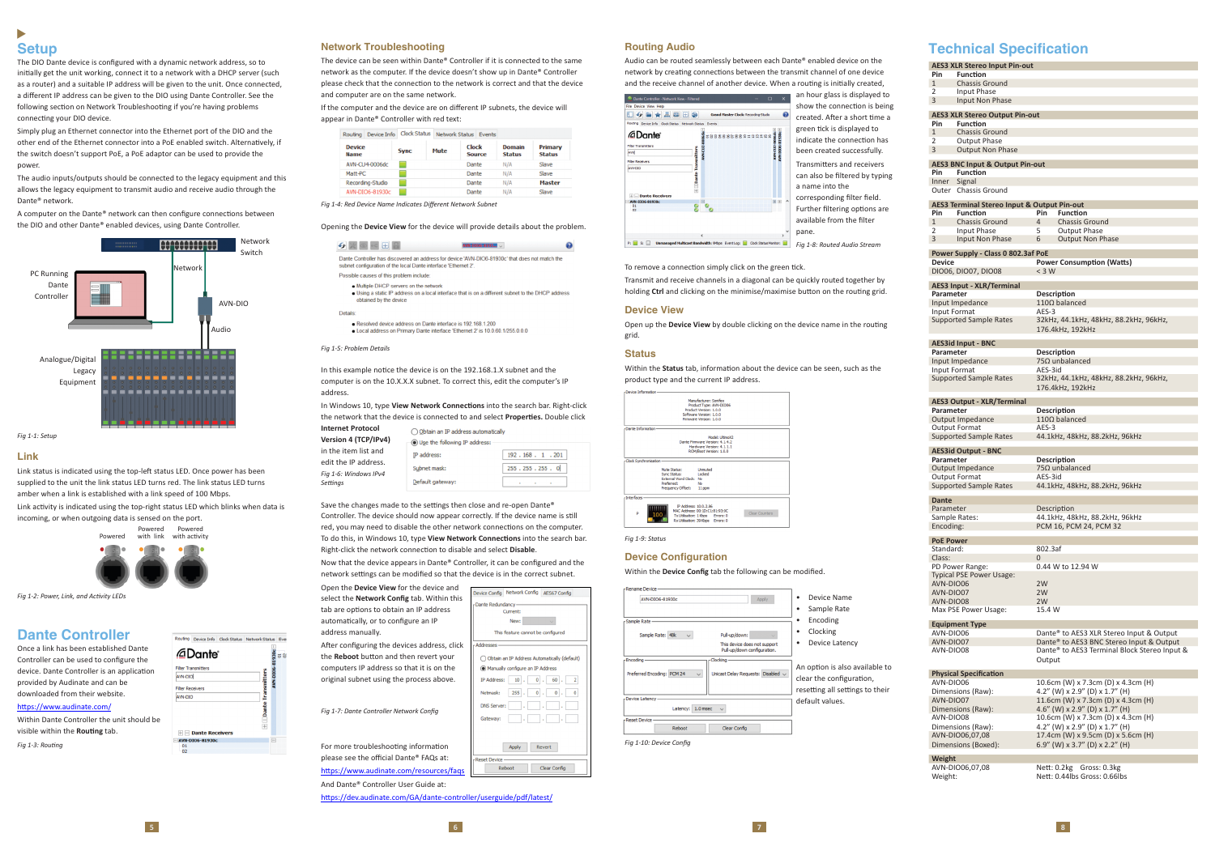# Setup

The DIO Dante device is configured with a dynamic network address, so to initially get the unit working, connect it to a network with a DHCP server (such as a router) and a suitable IP address will be given to the unit. Once connected, a different IP address can be given to the DIO using Dante Controller. See the following section on Network Troubleshooting if you're having problems connecting your DIO device.

Simply plug an Ethernet connector into the Ethernet port of the DIO and the other end of the Ethernet connector into a PoE enabled switch. Alternatively, if the switch doesn't support PoE, a PoE adaptor can be used to provide the power.

The audio inputs/outputs should be connected to the legacy equipment and this allows the legacy equipment to transmit audio and receive audio through the Dante® network.

A computer on the Dante® network can then configure connections between the DIO and other Dante® enabled devices, using Dante Controller.

Network Switch
Network
PC Running Dante Controller
AVN-DIO
Audio
Analogue/Digital Legacy Equipment

*Fig 1-1: Setup*

## Link

Link status is indicated using the top-left status LED. Once power has been supplied to the unit the link status LED turns red. The link status LED turns amber when a link is established with a link speed of 100 Mbps.

Link activity is indicated using the top-right status LED which blinks when data is incoming, or when outgoing data is sensed on the port.

Powered
Powered with link
Powered with activity

*Fig 1-2: Power, Link, and Activity LEDs*

# Dante Controller

Once a link has been established Dante Controller can be used to configure the device. Dante Controller is an application provided by Audinate and can be downloaded from their website.

https://www.audinate.com/

Within Dante Controller the unit should be visible within the **Routing** tab.

*Fig 1-3: Routing*

## Network Troubleshooting

The device can be seen within Dante® Controller if it is connected to the same network as the computer. If the device doesn't show up in Dante® Controller please check that the connection to the network is correct and that the device and computer are on the same network.

If the computer and the device are on different IP subnets, the device will appear in Dante® Controller with red text:

| Device Name | Sync | Mute | Clock Source | Domain Status | Primary Status |
|---|---|---|---|---|---|
| AVN-CU4-0006dc | | | Dante | N/A | Slave |
| Matt-PC | | | Dante | N/A | Slave |
| Recording-Studio | | | Dante | N/A | Master |
| AVN-DIO6-81930c | | | Dante | N/A | Slave |

*Fig 1-4: Red Device Name Indicates Different Network Subnet*

Opening the **Device View** for the device will provide details about the problem.

Dante Controller has discovered an address for device 'AVN-DIO6-81930c' that does not match the subnet configuration of the local Dante interface 'Ethernet 2'

Possible causes of this problem include:

- Multiple DHCP servers on the network
- Using a static IP address on a local interface that is on a different subnet to the DHCP address obtained by the device

Details:

- Resolved device address on Dante interface is 192.168.1.200
- Local address on Primary Dante interface 'Ethernet 2' is 10.0.60.1/255.0.0.0

*Fig 1-5: Problem Details*

In this example notice the device is on the 192.168.1.X subnet and the computer is on the 10.X.X.X subnet. To correct this, edit the computer's IP address.

In Windows 10, type **View Network Connections** into the search bar. Right-click the network that the device is connected to and select **Properties.** Double click **Internet Protocol Version 4 (TCP/IPv4)** in the item list and edit the IP address.

Obtain an IP address automatically
Use the following IP address:
IP address: 192 . 168 . 1 . 201
Subnet mask: 255 . 255 . 255 . 0
Default gateway: . . .

*Fig 1-6: Windows IPv4 Settings*

Save the changes made to the settings then close and re-open Dante® Controller. The device should now appear correctly. If the device name is still red, you may need to disable the other network connections on the computer. To do this, in Windows 10, type **View Network Connections** into the search bar. Right-click the network connection to disable and select **Disable**.

Now that the device appears in Dante® Controller, it can be configured and the network settings can be modified so that the device is in the correct subnet.

Open the **Device View** for the device and select the **Network Config** tab. Within this tab are options to obtain an IP address automatically, or to configure an IP address manually.

After configuring the devices address, click the **Reboot** button and then revert your computers IP address so that it is on the original subnet using the process above.

*Fig 1-7: Dante Controller Network Config*

For more troubleshooting information please see the official Dante® FAQs at:

https://www.audinate.com/resources/faqs

And Dante® Controller User Guide at:

https://dev.audinate.com/GA/dante-controller/userguide/pdf/latest/

## Routing Audio

Audio can be routed seamlessly between each Dante® enabled device on the network by creating connections between the transmit channel of one device and the receive channel of another device. When a routing is initially created, an hour glass is displayed to show the connection is being created. After a short time a green tick is displayed to indicate the connection has been created successfully.

Transmitters and receivers can also be filtered by typing a name into the corresponding filter field. Further filtering options are available from the filter pane.

*Fig 1-8: Routed Audio Stream*

To remove a connection simply click on the green tick.

Transmit and receive channels in a diagonal can be quickly routed together by holding **Ctrl** and clicking on the minimise/maximise button on the routing grid.

## Device View

Open up the **Device View** by double clicking on the device name in the routing grid.

## Status

Within the **Status** tab, information about the device can be seen, such as the product type and the current IP address.

*Fig 1-9: Status*

## Device Configuration

Within the **Device Config** tab the following can be modified.

- Device Name
- Sample Rate
- Encoding
- Clocking
- Device Latency

An option is also available to clear the configuration, resetting all settings to their default values.

*Fig 1-10: Device Config*

# Technical Specification

**AES3 XLR Stereo Input Pin-out**

| Pin | Function |
|---|---|
| 1 | Chassis Ground |
| 2 | Input Phase |
| 3 | Input Non Phase |

**AES3 XLR Stereo Output Pin-out**

| Pin | Function |
|---|---|
| 1 | Chassis Ground |
| 2 | Output Phase |
| 3 | Output Non Phase |

**AES3 BNC Input & Output Pin-out**

| Pin | Function |
|---|---|
| Inner | Signal |
| Outer | Chassis Ground |

**AES3 Terminal Stereo Input & Output Pin-out**

| Pin | Function | Pin | Function |
|---|---|---|---|
| 1 | Chassis Ground | 4 | Chassis Ground |
| 2 | Input Phase | 5 | Output Phase |
| 3 | Input Non Phase | 6 | Output Non Phase |

**Power Supply - Class 0 802.3af PoE**

| Device | Power Consumption (Watts) |
|---|---|
| DIO06, DIO07, DIO08 | < 3 W |

**AES3 Input - XLR/Terminal**

| Parameter | Description |
|---|---|
| Input Impedance | 110Ω balanced |
| Input Format | AES-3 |
| Supported Sample Rates | 32kHz, 44.1kHz, 48kHz, 88.2kHz, 96kHz, 176.4kHz, 192kHz |

**AES3id Input - BNC**

| Parameter | Description |
|---|---|
| Input Impedance | 75Ω unbalanced |
| Input Format | AES-3id |
| Supported Sample Rates | 32kHz, 44.1kHz, 48kHz, 88.2kHz, 96kHz, 176.4kHz, 192kHz |

**AES3 Output - XLR/Terminal**

| Parameter | Description |
|---|---|
| Output Impedance | 110Ω balanced |
| Output Format | AES-3 |
| Supported Sample Rates | 44.1kHz, 48kHz, 88.2kHz, 96kHz |

**AES3id Output - BNC**

| Parameter | Description |
|---|---|
| Output Impedance | 75Ω unbalanced |
| Output Format | AES-3id |
| Supported Sample Rates | 44.1kHz, 48kHz, 88.2kHz, 96kHz |

**Dante**

| Parameter | Description |
|---|---|
| Sample Rates: | 44.1kHz, 48kHz, 88.2kHz, 96kHz |
| Encoding: | PCM 16, PCM 24, PCM 32 |

**PoE Power**

| | |
|---|---|
| Standard: | 802.3af |
| Class: | 0 |
| PD Power Range: | 0.44 W to 12.94 W |
| Typical PSE Power Usage: | |
| AVN-DIO06 | 2W |
| AVN-DIO07 | 2W |
| AVN-DIO08 | 2W |
| Max PSE Power Usage: | 15.4 W |

**Equipment Type**

| | |
|---|---|
| AVN-DIO06 | Dante® to AES3 XLR Stereo Input & Output |
| AVN-DIO07 | Dante® to AES3 BNC Stereo Input & Output |
| AVN-DIO08 | Dante® to AES3 Terminal Block Stereo Input & Output |

**Physical Specification**

| | |
|---|---|
| AVN-DIO06 Dimensions (Raw): | 10.6cm (W) x 7.3cm (D) x 4.3cm (H) 4.2" (W) x 2.9" (D) x 1.7" (H) |
| AVN-DIO07 Dimensions (Raw): | 11.6cm (W) x 7.3cm (D) x 4.3cm (H) 4.6" (W) x 2.9" (D) x 1.7" (H) |
| AVN-DIO08 Dimensions (Raw): | 10.6cm (W) x 7.3cm (D) x 4.3cm (H) 4.2" (W) x 2.9" (D) x 1.7" (H) |
| AVN-DIO06,07,08 Dimensions (Boxed): | 17.4cm (W) x 9.5cm (D) x 5.6cm (H) 6.9" (W) x 3.7" (D) x 2.2" (H) |

**Weight**

| | |
|---|---|
| AVN-DIO06,07,08 Weight: | Nett: 0.2kg Gross: 0.3kg Nett: 0.44lbs Gross: 0.66lbs |